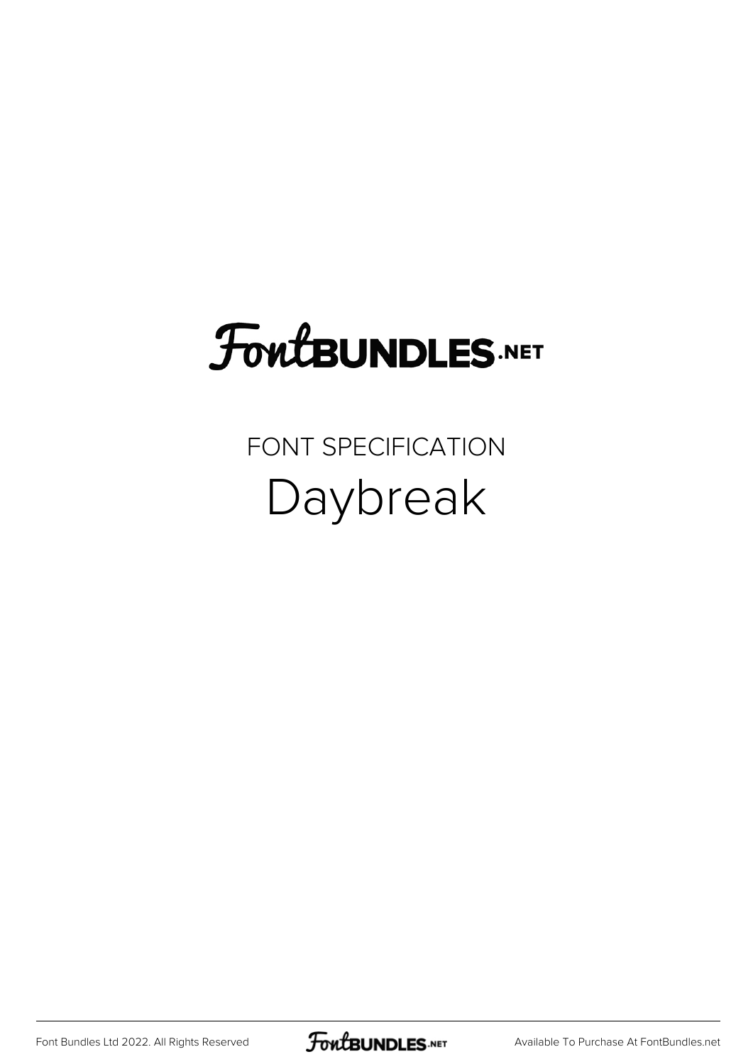# FontBUNDLES.NET

FONT SPECIFICATION

## Daybreak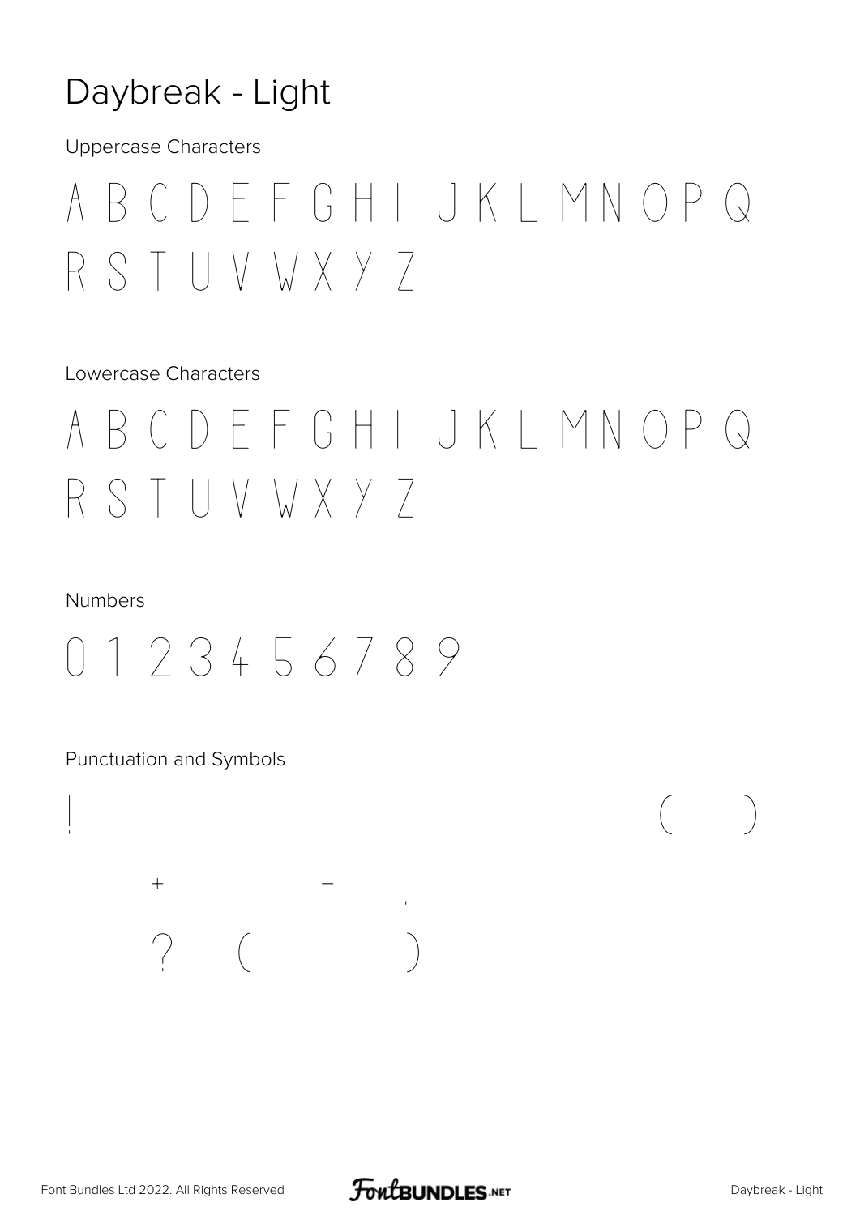# Daybreak - Light

Uppercase Characters

A B C D E F G H I J K L M N O P Q R S T U V W X Y Z

Lowercase Characters

A B C D E F G H I J K L M N O P Q R S T U V W X Y Z

Numbers

0 1 2 3 4 5 6 7 8 9

Punctuation and Symbols

! ( )

+ – '

? ( )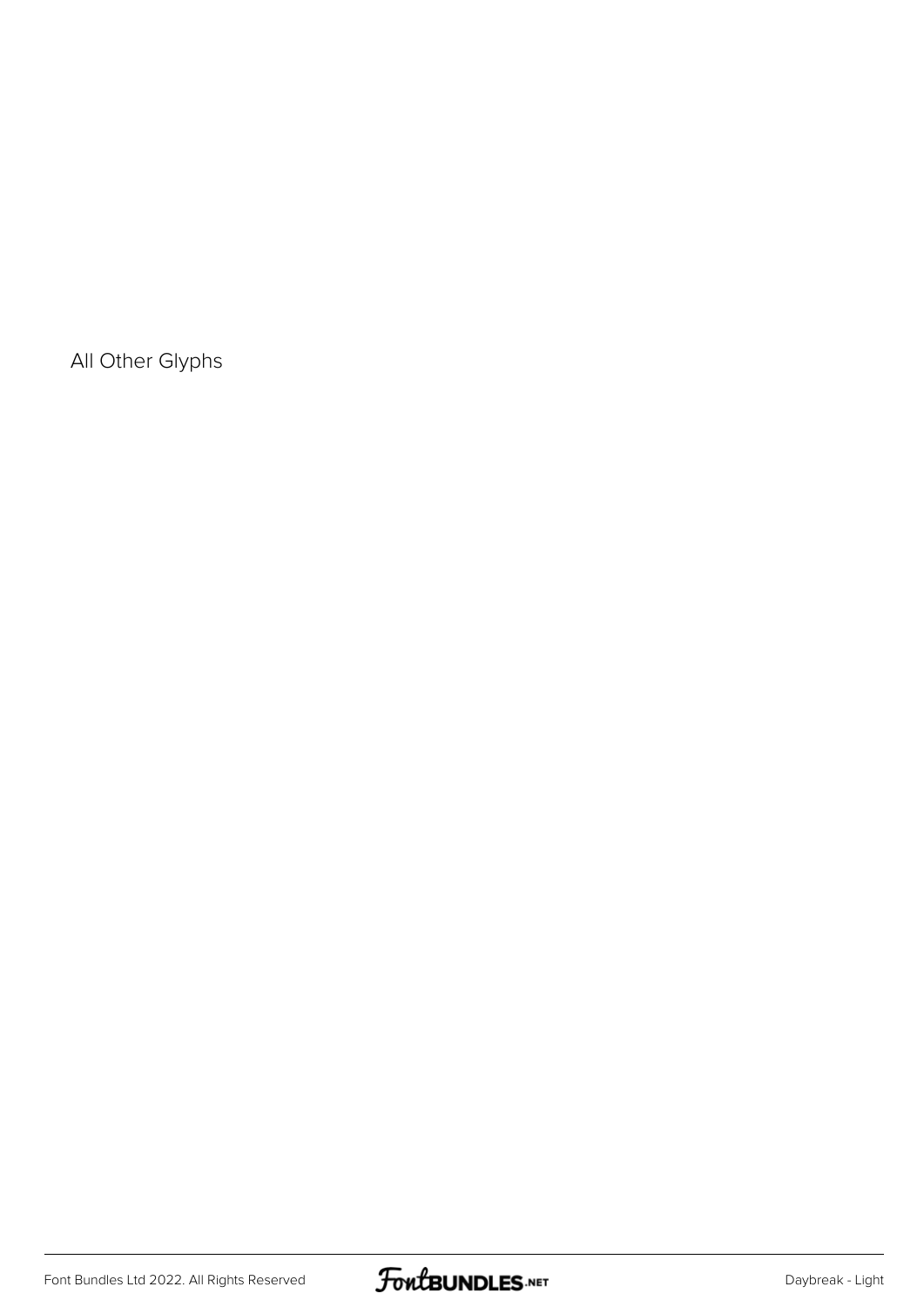All Other Glyphs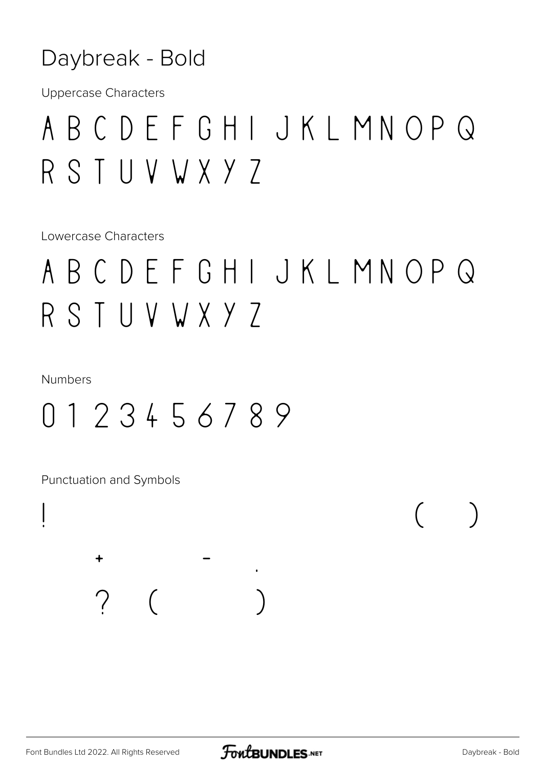# Daybreak - Bold

Uppercase Characters

A B C D E F G H I J K L M N O P Q R S T U V W X Y Z

Lowercase Characters

A B C D E F G H I J K L M N O P Q R S T U V W X Y Z

Numbers

0 1 2 3 4 5 6 7 8 9

Punctuation and Symbols

! ( )

+ - .

? ( )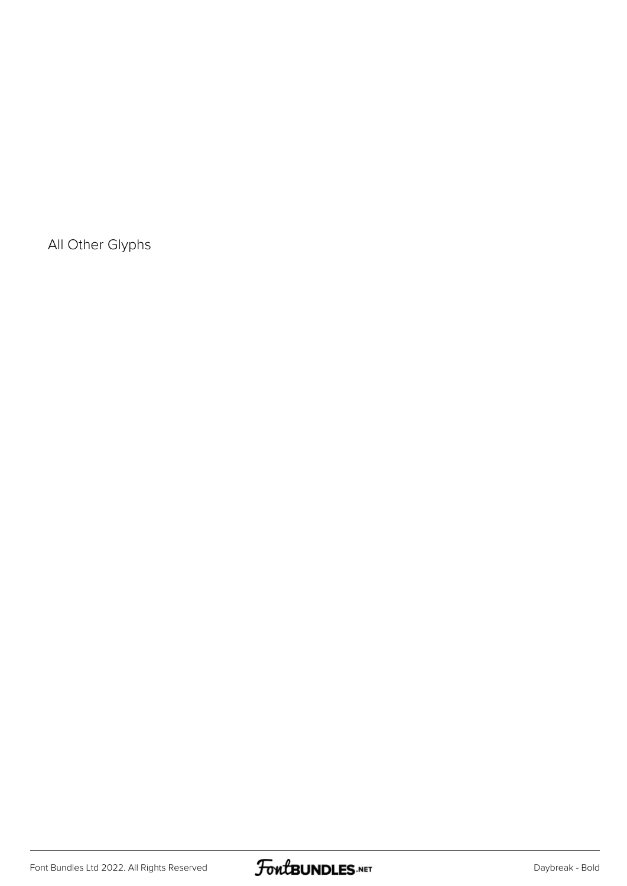All Other Glyphs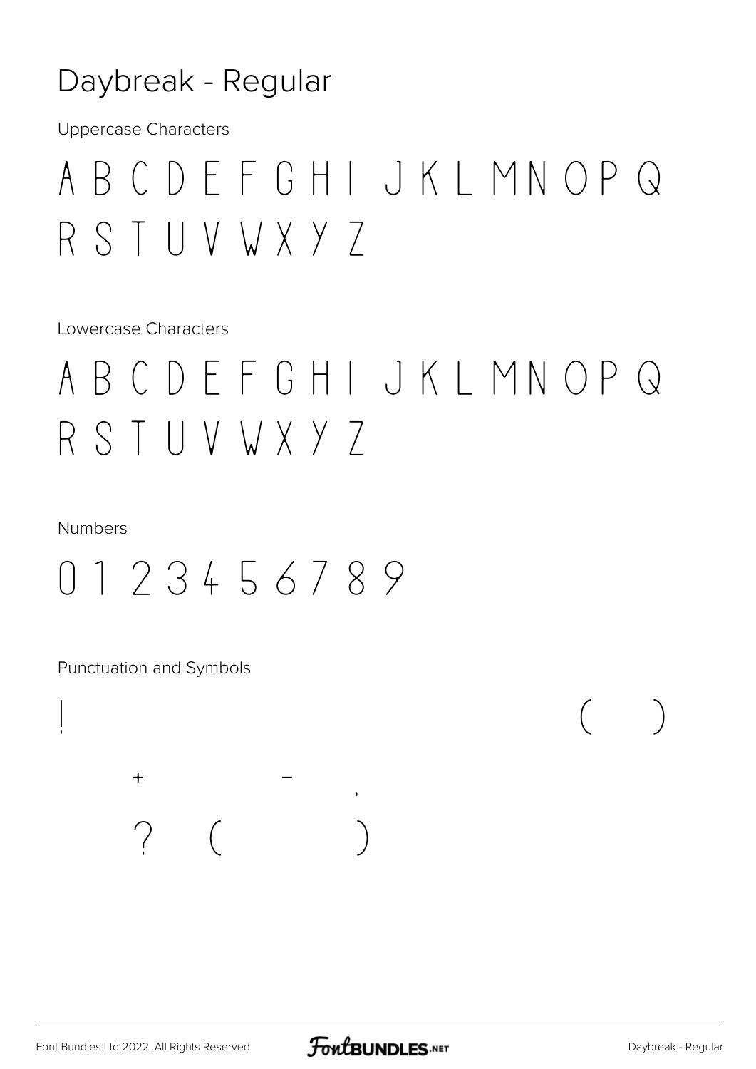# Daybreak - Regular

Uppercase Characters

A B C D E F G H I J K L M N O P Q R S T U V W X Y Z

Lowercase Characters

A B C D E F G H I J K L M N O P Q R S T U V W X Y Z

Numbers

0 1 2 3 4 5 6 7 8 9

Punctuation and Symbols

! ( )

+ - .

? ( )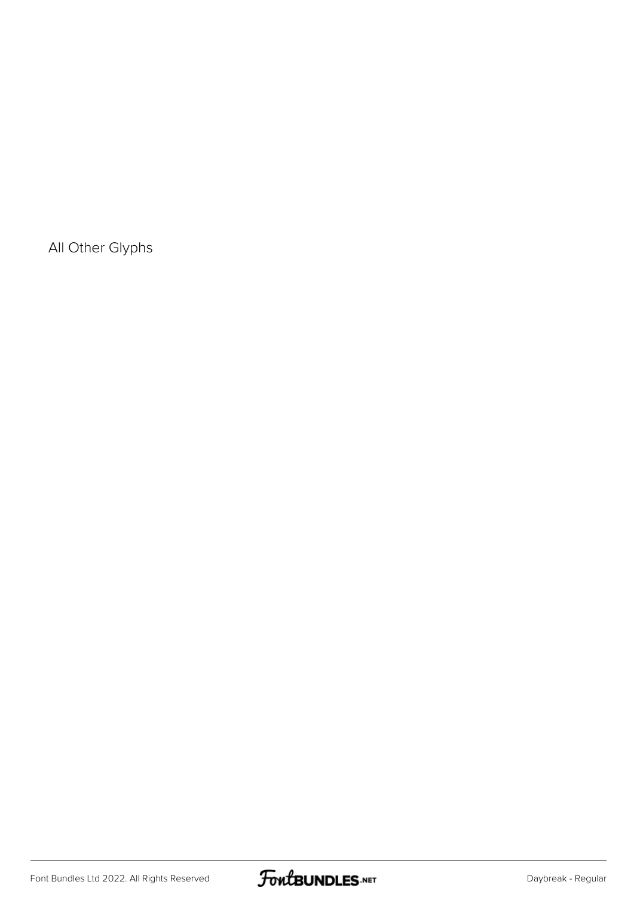All Other Glyphs